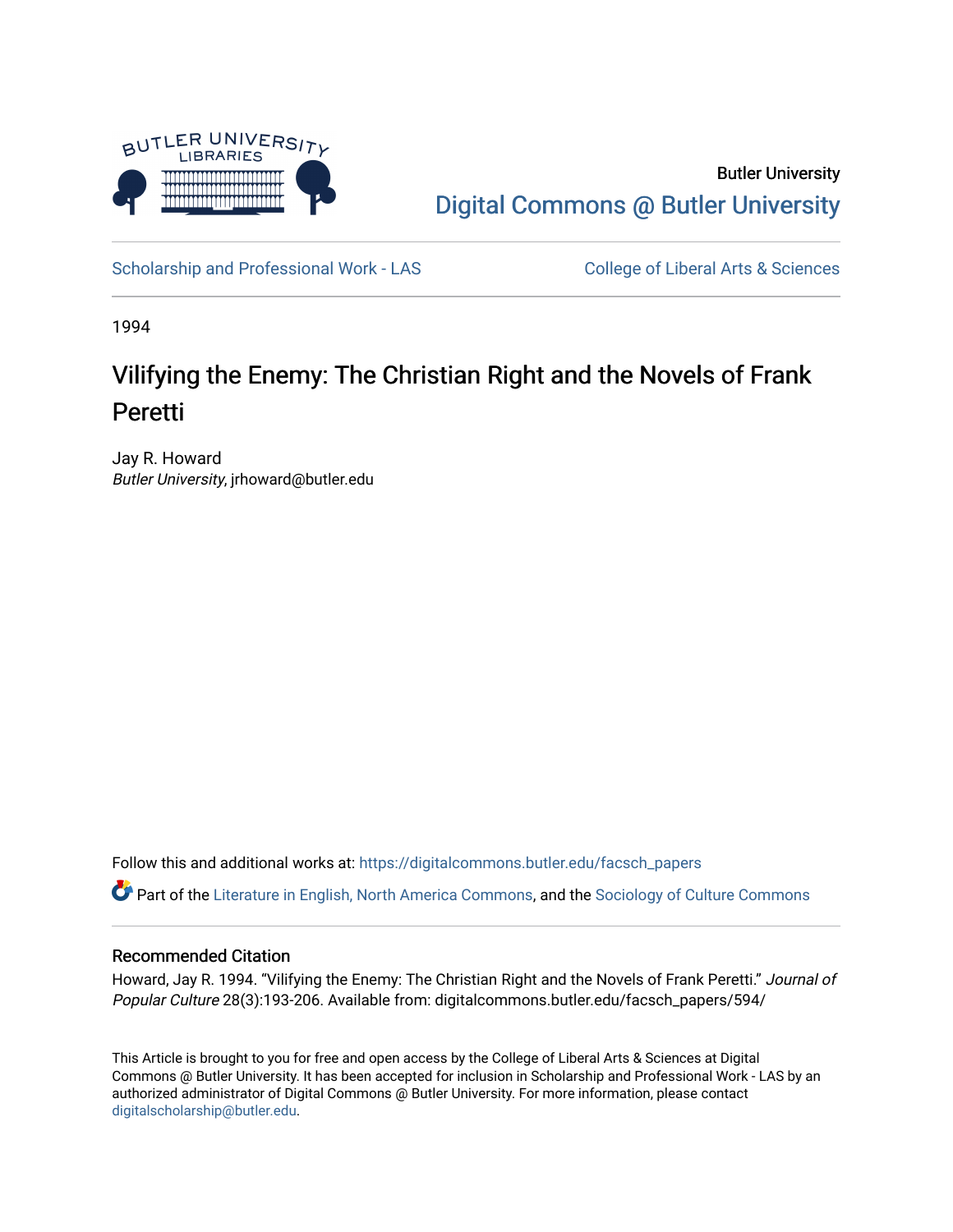Butler University

Digital Commons @ Butler University

Scholarship and Professional Work - LAS

College of Liberal Arts & Sciences

1994

# Vilifying the Enemy: The Christian Right and the Novels of Frank Peretti

Jay R. Howard

*Butler University*, jrhoward@butler.edu

Follow this and additional works at: https://digitalcommons.butler.edu/facsch_papers

Part of the Literature in English, North America Commons, and the Sociology of Culture Commons

## Recommended Citation

Howard, Jay R. 1994. "Vilifying the Enemy: The Christian Right and the Novels of Frank Peretti." *Journal of Popular Culture* 28(3):193-206. Available from: digitalcommons.butler.edu/facsch_papers/594/

This Article is brought to you for free and open access by the College of Liberal Arts & Sciences at Digital Commons @ Butler University. It has been accepted for inclusion in Scholarship and Professional Work - LAS by an authorized administrator of Digital Commons @ Butler University. For more information, please contact digitalscholarship@butler.edu.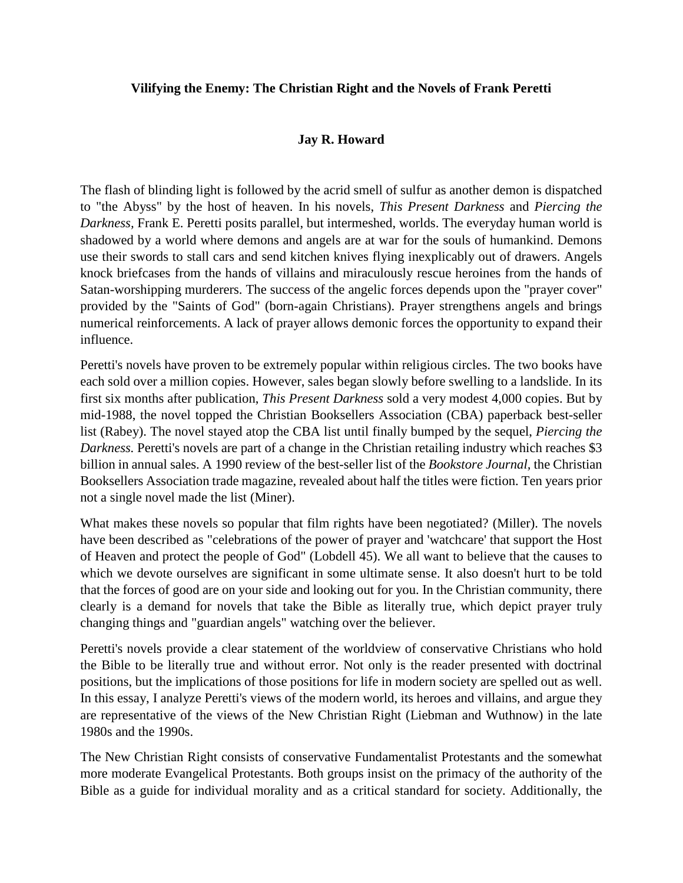**Vilifying the Enemy: The Christian Right and the Novels of Frank Peretti**

**Jay R. Howard**

The flash of blinding light is followed by the acrid smell of sulfur as another demon is dispatched to "the Abyss" by the host of heaven. In his novels, *This Present Darkness* and *Piercing the Darkness*, Frank E. Peretti posits parallel, but intermeshed, worlds. The everyday human world is shadowed by a world where demons and angels are at war for the souls of humankind. Demons use their swords to stall cars and send kitchen knives flying inexplicably out of drawers. Angels knock briefcases from the hands of villains and miraculously rescue heroines from the hands of Satan-worshipping murderers. The success of the angelic forces depends upon the "prayer cover" provided by the "Saints of God" (born-again Christians). Prayer strengthens angels and brings numerical reinforcements. A lack of prayer allows demonic forces the opportunity to expand their influence.

Peretti's novels have proven to be extremely popular within religious circles. The two books have each sold over a million copies. However, sales began slowly before swelling to a landslide. In its first six months after publication, *This Present Darkness* sold a very modest 4,000 copies. But by mid-1988, the novel topped the Christian Booksellers Association (CBA) paperback best-seller list (Rabey). The novel stayed atop the CBA list until finally bumped by the sequel, *Piercing the Darkness.* Peretti's novels are part of a change in the Christian retailing industry which reaches $3 billion in annual sales. A 1990 review of the best-seller list of the *Bookstore Journal*, the Christian Booksellers Association trade magazine, revealed about half the titles were fiction. Ten years prior not a single novel made the list (Miner).

What makes these novels so popular that film rights have been negotiated? (Miller). The novels have been described as "celebrations of the power of prayer and 'watchcare' that support the Host of Heaven and protect the people of God" (Lobdell 45). We all want to believe that the causes to which we devote ourselves are significant in some ultimate sense. It also doesn't hurt to be told that the forces of good are on your side and looking out for you. In the Christian community, there clearly is a demand for novels that take the Bible as literally true, which depict prayer truly changing things and "guardian angels" watching over the believer.

Peretti's novels provide a clear statement of the worldview of conservative Christians who hold the Bible to be literally true and without error. Not only is the reader presented with doctrinal positions, but the implications of those positions for life in modern society are spelled out as well. In this essay, I analyze Peretti's views of the modern world, its heroes and villains, and argue they are representative of the views of the New Christian Right (Liebman and Wuthnow) in the late 1980s and the 1990s.

The New Christian Right consists of conservative Fundamentalist Protestants and the somewhat more moderate Evangelical Protestants. Both groups insist on the primacy of the authority of the Bible as a guide for individual morality and as a critical standard for society. Additionally, the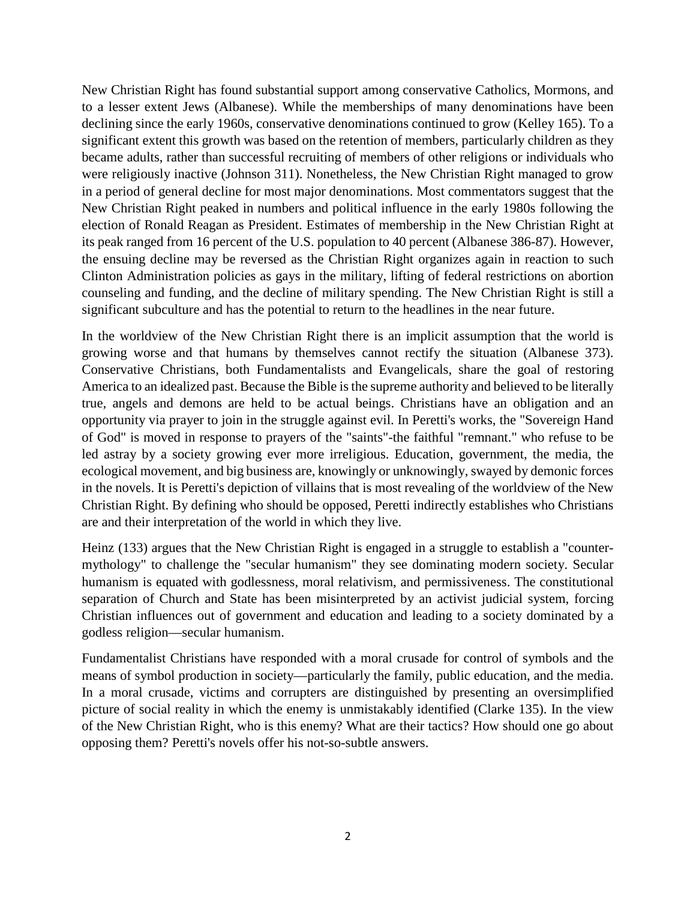New Christian Right has found substantial support among conservative Catholics, Mormons, and to a lesser extent Jews (Albanese). While the memberships of many denominations have been declining since the early 1960s, conservative denominations continued to grow (Kelley 165). To a significant extent this growth was based on the retention of members, particularly children as they became adults, rather than successful recruiting of members of other religions or individuals who were religiously inactive (Johnson 311). Nonetheless, the New Christian Right managed to grow in a period of general decline for most major denominations. Most commentators suggest that the New Christian Right peaked in numbers and political influence in the early 1980s following the election of Ronald Reagan as President. Estimates of membership in the New Christian Right at its peak ranged from 16 percent of the U.S. population to 40 percent (Albanese 386-87). However, the ensuing decline may be reversed as the Christian Right organizes again in reaction to such Clinton Administration policies as gays in the military, lifting of federal restrictions on abortion counseling and funding, and the decline of military spending. The New Christian Right is still a significant subculture and has the potential to return to the headlines in the near future.

In the worldview of the New Christian Right there is an implicit assumption that the world is growing worse and that humans by themselves cannot rectify the situation (Albanese 373). Conservative Christians, both Fundamentalists and Evangelicals, share the goal of restoring America to an idealized past. Because the Bible is the supreme authority and believed to be literally true, angels and demons are held to be actual beings. Christians have an obligation and an opportunity via prayer to join in the struggle against evil. In Peretti's works, the "Sovereign Hand of God" is moved in response to prayers of the "saints"-the faithful "remnant." who refuse to be led astray by a society growing ever more irreligious. Education, government, the media, the ecological movement, and big business are, knowingly or unknowingly, swayed by demonic forces in the novels. It is Peretti's depiction of villains that is most revealing of the worldview of the New Christian Right. By defining who should be opposed, Peretti indirectly establishes who Christians are and their interpretation of the world in which they live.

Heinz (133) argues that the New Christian Right is engaged in a struggle to establish a "counter-mythology" to challenge the "secular humanism" they see dominating modern society. Secular humanism is equated with godlessness, moral relativism, and permissiveness. The constitutional separation of Church and State has been misinterpreted by an activist judicial system, forcing Christian influences out of government and education and leading to a society dominated by a godless religion—secular humanism.

Fundamentalist Christians have responded with a moral crusade for control of symbols and the means of symbol production in society—particularly the family, public education, and the media. In a moral crusade, victims and corrupters are distinguished by presenting an oversimplified picture of social reality in which the enemy is unmistakably identified (Clarke 135). In the view of the New Christian Right, who is this enemy? What are their tactics? How should one go about opposing them? Peretti's novels offer his not-so-subtle answers.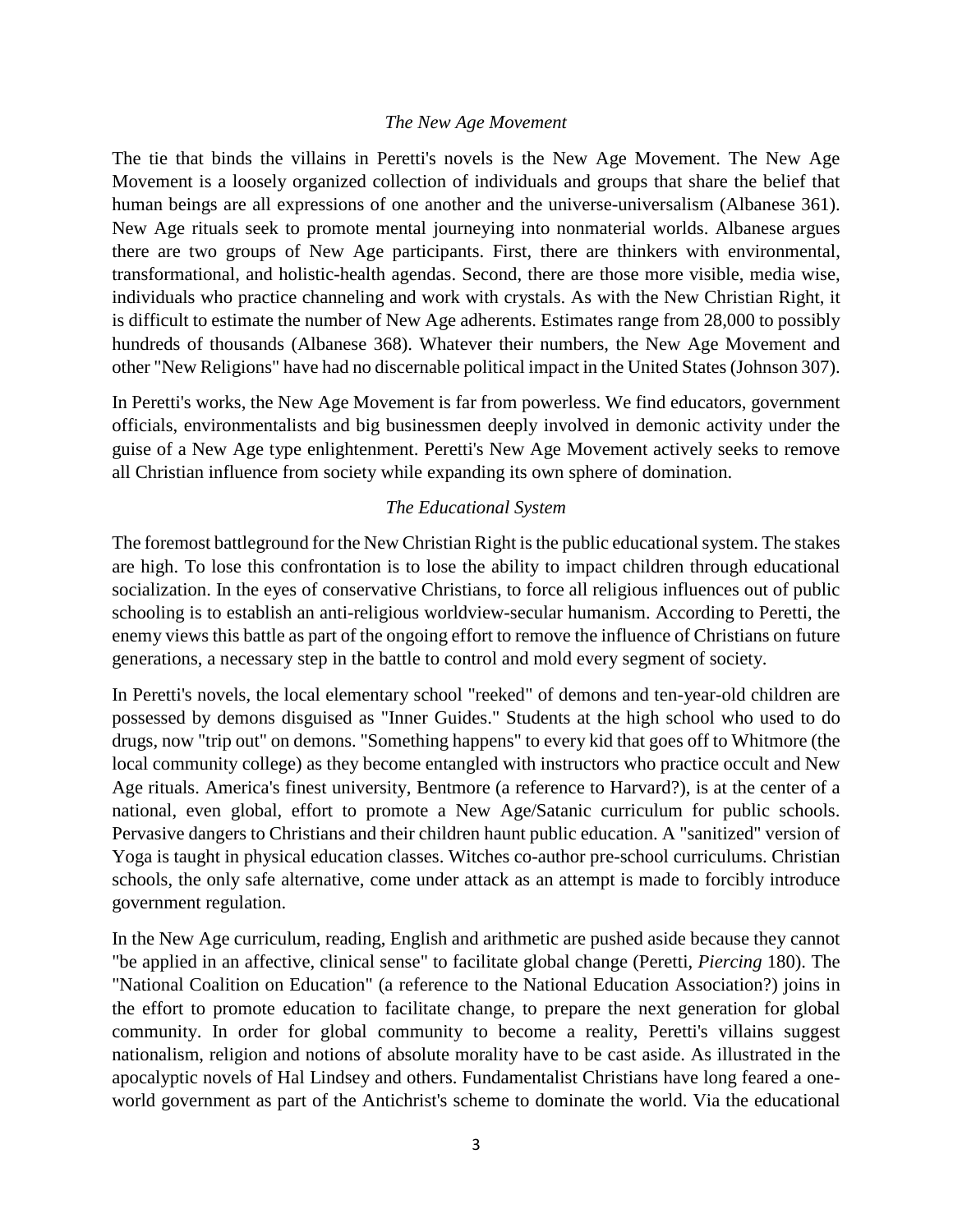### *The New Age Movement*

The tie that binds the villains in Peretti's novels is the New Age Movement. The New Age Movement is a loosely organized collection of individuals and groups that share the belief that human beings are all expressions of one another and the universe-universalism (Albanese 361). New Age rituals seek to promote mental journeying into nonmaterial worlds. Albanese argues there are two groups of New Age participants. First, there are thinkers with environmental, transformational, and holistic-health agendas. Second, there are those more visible, media wise, individuals who practice channeling and work with crystals. As with the New Christian Right, it is difficult to estimate the number of New Age adherents. Estimates range from 28,000 to possibly hundreds of thousands (Albanese 368). Whatever their numbers, the New Age Movement and other "New Religions" have had no discernable political impact in the United States (Johnson 307).

In Peretti's works, the New Age Movement is far from powerless. We find educators, government officials, environmentalists and big businessmen deeply involved in demonic activity under the guise of a New Age type enlightenment. Peretti's New Age Movement actively seeks to remove all Christian influence from society while expanding its own sphere of domination.

### *The Educational System*

The foremost battleground for the New Christian Right is the public educational system. The stakes are high. To lose this confrontation is to lose the ability to impact children through educational socialization. In the eyes of conservative Christians, to force all religious influences out of public schooling is to establish an anti-religious worldview-secular humanism. According to Peretti, the enemy views this battle as part of the ongoing effort to remove the influence of Christians on future generations, a necessary step in the battle to control and mold every segment of society.

In Peretti's novels, the local elementary school "reeked" of demons and ten-year-old children are possessed by demons disguised as "Inner Guides." Students at the high school who used to do drugs, now "trip out" on demons. "Something happens" to every kid that goes off to Whitmore (the local community college) as they become entangled with instructors who practice occult and New Age rituals. America's finest university, Bentmore (a reference to Harvard?), is at the center of a national, even global, effort to promote a New Age/Satanic curriculum for public schools. Pervasive dangers to Christians and their children haunt public education. A "sanitized" version of Yoga is taught in physical education classes. Witches co-author pre-school curriculums. Christian schools, the only safe alternative, come under attack as an attempt is made to forcibly introduce government regulation.

In the New Age curriculum, reading, English and arithmetic are pushed aside because they cannot "be applied in an affective, clinical sense" to facilitate global change (Peretti, *Piercing* 180). The "National Coalition on Education" (a reference to the National Education Association?) joins in the effort to promote education to facilitate change, to prepare the next generation for global community. In order for global community to become a reality, Peretti's villains suggest nationalism, religion and notions of absolute morality have to be cast aside. As illustrated in the apocalyptic novels of Hal Lindsey and others. Fundamentalist Christians have long feared a one-world government as part of the Antichrist's scheme to dominate the world. Via the educational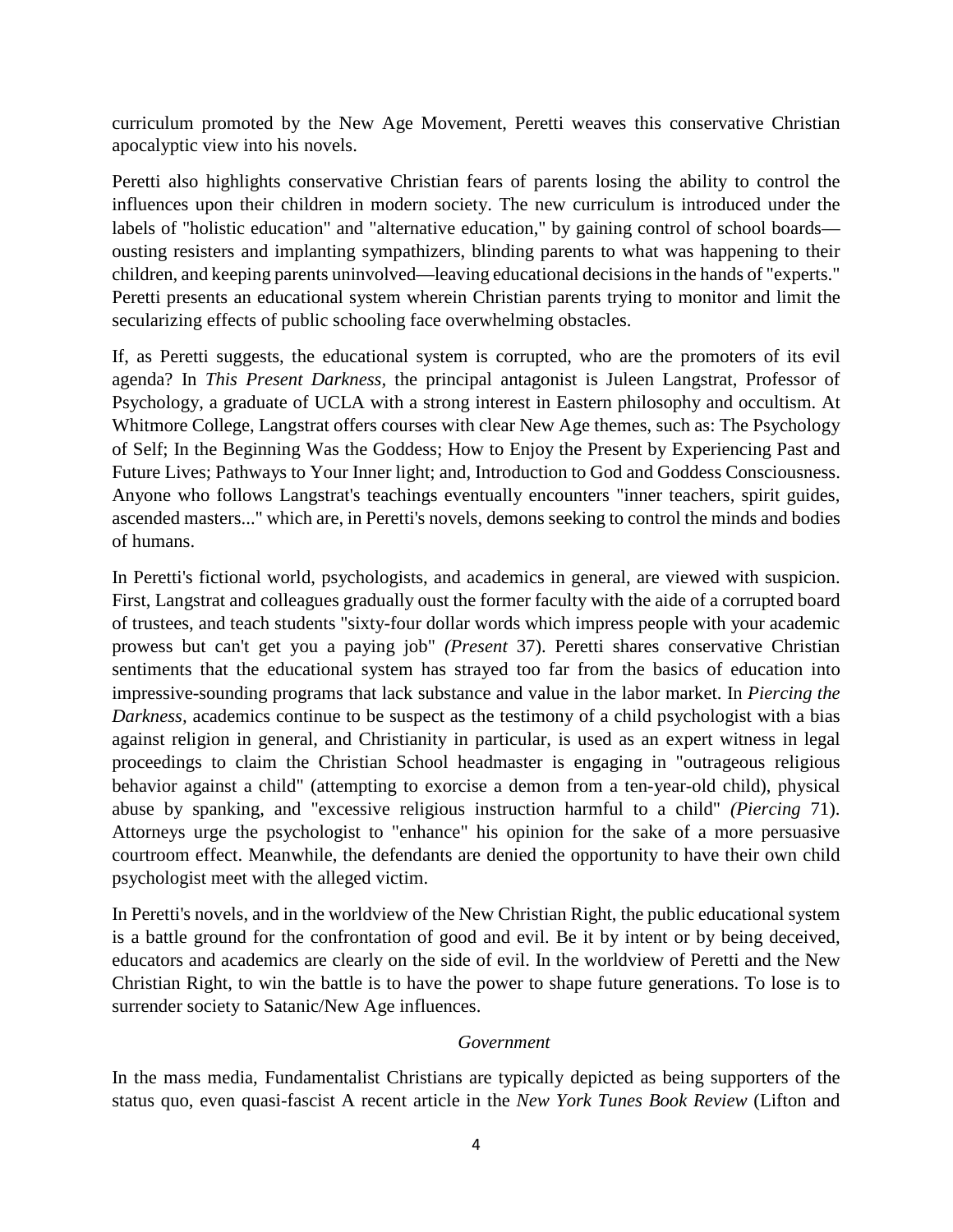curriculum promoted by the New Age Movement, Peretti weaves this conservative Christian apocalyptic view into his novels.

Peretti also highlights conservative Christian fears of parents losing the ability to control the influences upon their children in modern society. The new curriculum is introduced under the labels of "holistic education" and "alternative education," by gaining control of school boards—ousting resisters and implanting sympathizers, blinding parents to what was happening to their children, and keeping parents uninvolved—leaving educational decisions in the hands of "experts." Peretti presents an educational system wherein Christian parents trying to monitor and limit the secularizing effects of public schooling face overwhelming obstacles.

If, as Peretti suggests, the educational system is corrupted, who are the promoters of its evil agenda? In *This Present Darkness,* the principal antagonist is Juleen Langstrat, Professor of Psychology, a graduate of UCLA with a strong interest in Eastern philosophy and occultism. At Whitmore College, Langstrat offers courses with clear New Age themes, such as: The Psychology of Self; In the Beginning Was the Goddess; How to Enjoy the Present by Experiencing Past and Future Lives; Pathways to Your Inner light; and, Introduction to God and Goddess Consciousness. Anyone who follows Langstrat's teachings eventually encounters "inner teachers, spirit guides, ascended masters..." which are, in Peretti's novels, demons seeking to control the minds and bodies of humans.

In Peretti's fictional world, psychologists, and academics in general, are viewed with suspicion. First, Langstrat and colleagues gradually oust the former faculty with the aide of a corrupted board of trustees, and teach students "sixty-four dollar words which impress people with your academic prowess but can't get you a paying job" *(Present* 37). Peretti shares conservative Christian sentiments that the educational system has strayed too far from the basics of education into impressive-sounding programs that lack substance and value in the labor market. In *Piercing the Darkness,* academics continue to be suspect as the testimony of a child psychologist with a bias against religion in general, and Christianity in particular, is used as an expert witness in legal proceedings to claim the Christian School headmaster is engaging in "outrageous religious behavior against a child" (attempting to exorcise a demon from a ten-year-old child), physical abuse by spanking, and "excessive religious instruction harmful to a child" *(Piercing* 71). Attorneys urge the psychologist to "enhance" his opinion for the sake of a more persuasive courtroom effect. Meanwhile, the defendants are denied the opportunity to have their own child psychologist meet with the alleged victim.

In Peretti's novels, and in the worldview of the New Christian Right, the public educational system is a battle ground for the confrontation of good and evil. Be it by intent or by being deceived, educators and academics are clearly on the side of evil. In the worldview of Peretti and the New Christian Right, to win the battle is to have the power to shape future generations. To lose is to surrender society to Satanic/New Age influences.

### *Government*

In the mass media, Fundamentalist Christians are typically depicted as being supporters of the status quo, even quasi-fascist A recent article in the *New York Tunes Book Review* (Lifton and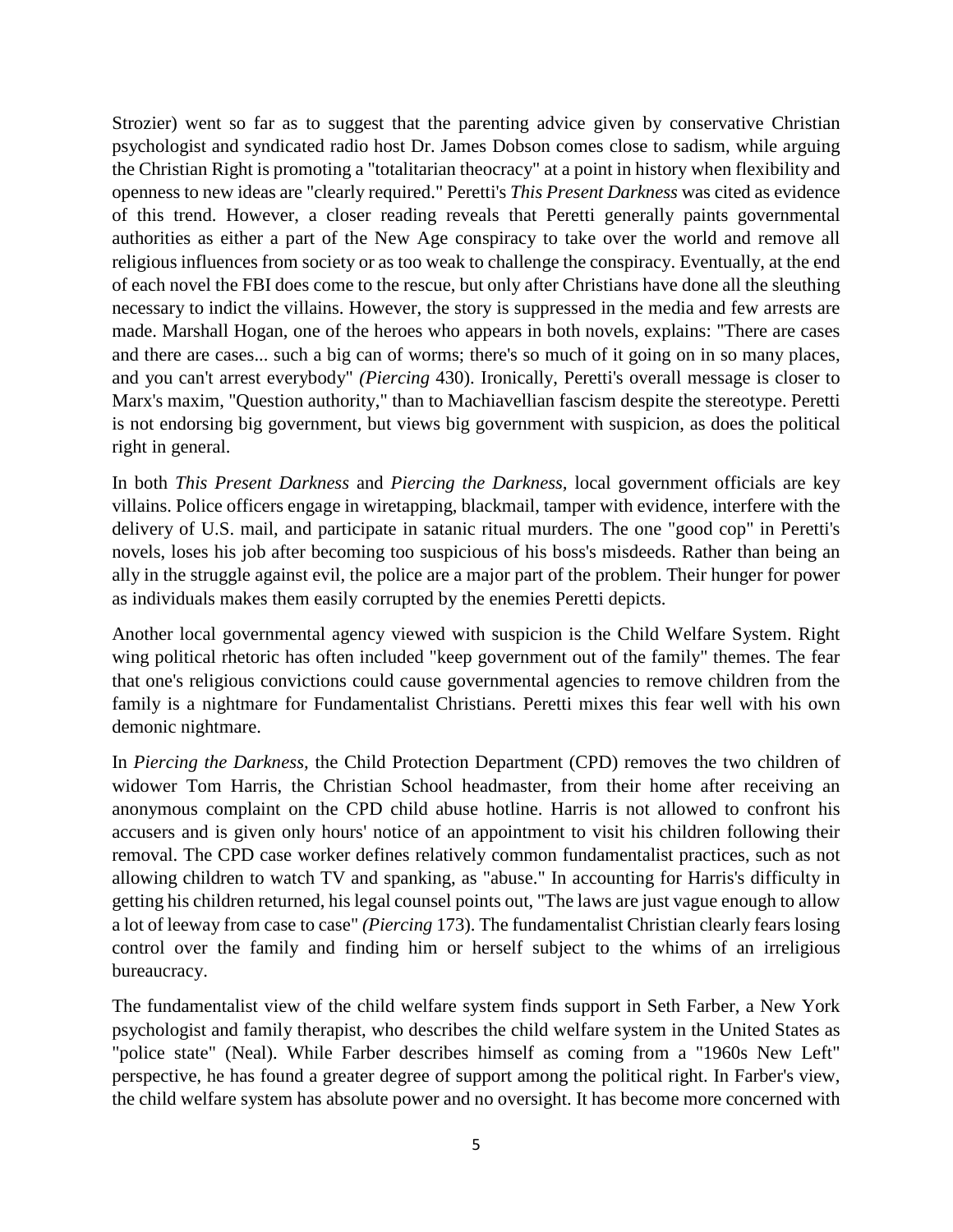Strozier) went so far as to suggest that the parenting advice given by conservative Christian psychologist and syndicated radio host Dr. James Dobson comes close to sadism, while arguing the Christian Right is promoting a "totalitarian theocracy" at a point in history when flexibility and openness to new ideas are "clearly required." Peretti's *This Present Darkness* was cited as evidence of this trend. However, a closer reading reveals that Peretti generally paints governmental authorities as either a part of the New Age conspiracy to take over the world and remove all religious influences from society or as too weak to challenge the conspiracy. Eventually, at the end of each novel the FBI does come to the rescue, but only after Christians have done all the sleuthing necessary to indict the villains. However, the story is suppressed in the media and few arrests are made. Marshall Hogan, one of the heroes who appears in both novels, explains: "There are cases and there are cases... such a big can of worms; there's so much of it going on in so many places, and you can't arrest everybody" *(Piercing* 430). Ironically, Peretti's overall message is closer to Marx's maxim, "Question authority," than to Machiavellian fascism despite the stereotype. Peretti is not endorsing big government, but views big government with suspicion, as does the political right in general.

In both *This Present Darkness* and *Piercing the Darkness,* local government officials are key villains. Police officers engage in wiretapping, blackmail, tamper with evidence, interfere with the delivery of U.S. mail, and participate in satanic ritual murders. The one "good cop" in Peretti's novels, loses his job after becoming too suspicious of his boss's misdeeds. Rather than being an ally in the struggle against evil, the police are a major part of the problem. Their hunger for power as individuals makes them easily corrupted by the enemies Peretti depicts.

Another local governmental agency viewed with suspicion is the Child Welfare System. Right wing political rhetoric has often included "keep government out of the family" themes. The fear that one's religious convictions could cause governmental agencies to remove children from the family is a nightmare for Fundamentalist Christians. Peretti mixes this fear well with his own demonic nightmare.

In *Piercing the Darkness,* the Child Protection Department (CPD) removes the two children of widower Tom Harris, the Christian School headmaster, from their home after receiving an anonymous complaint on the CPD child abuse hotline. Harris is not allowed to confront his accusers and is given only hours' notice of an appointment to visit his children following their removal. The CPD case worker defines relatively common fundamentalist practices, such as not allowing children to watch TV and spanking, as "abuse." In accounting for Harris's difficulty in getting his children returned, his legal counsel points out, "The laws are just vague enough to allow a lot of leeway from case to case" *(Piercing* 173). The fundamentalist Christian clearly fears losing control over the family and finding him or herself subject to the whims of an irreligious bureaucracy.

The fundamentalist view of the child welfare system finds support in Seth Farber, a New York psychologist and family therapist, who describes the child welfare system in the United States as "police state" (Neal). While Farber describes himself as coming from a "1960s New Left" perspective, he has found a greater degree of support among the political right. In Farber's view, the child welfare system has absolute power and no oversight. It has become more concerned with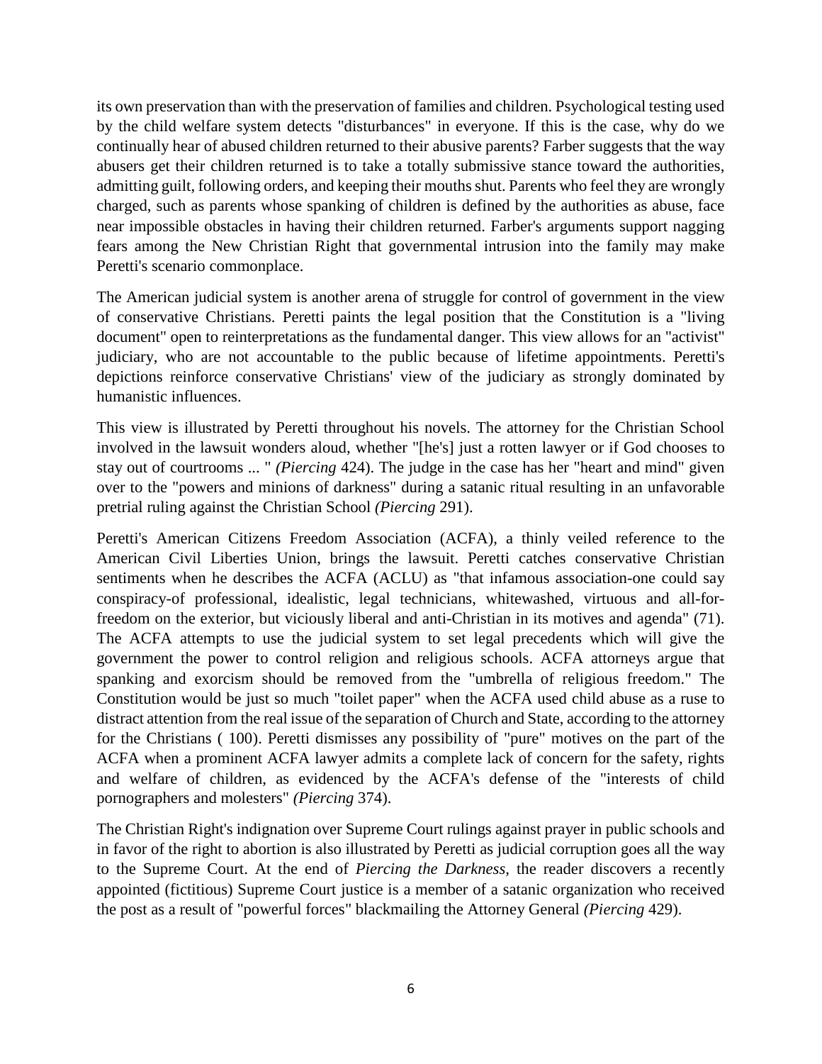its own preservation than with the preservation of families and children. Psychological testing used by the child welfare system detects "disturbances" in everyone. If this is the case, why do we continually hear of abused children returned to their abusive parents? Farber suggests that the way abusers get their children returned is to take a totally submissive stance toward the authorities, admitting guilt, following orders, and keeping their mouths shut. Parents who feel they are wrongly charged, such as parents whose spanking of children is defined by the authorities as abuse, face near impossible obstacles in having their children returned. Farber's arguments support nagging fears among the New Christian Right that governmental intrusion into the family may make Peretti's scenario commonplace.

The American judicial system is another arena of struggle for control of government in the view of conservative Christians. Peretti paints the legal position that the Constitution is a "living document" open to reinterpretations as the fundamental danger. This view allows for an "activist" judiciary, who are not accountable to the public because of lifetime appointments. Peretti's depictions reinforce conservative Christians' view of the judiciary as strongly dominated by humanistic influences.

This view is illustrated by Peretti throughout his novels. The attorney for the Christian School involved in the lawsuit wonders aloud, whether "[he's] just a rotten lawyer or if God chooses to stay out of courtrooms ... " *(Piercing* 424). The judge in the case has her "heart and mind" given over to the "powers and minions of darkness" during a satanic ritual resulting in an unfavorable pretrial ruling against the Christian School *(Piercing* 291).

Peretti's American Citizens Freedom Association (ACFA), a thinly veiled reference to the American Civil Liberties Union, brings the lawsuit. Peretti catches conservative Christian sentiments when he describes the ACFA (ACLU) as "that infamous association-one could say conspiracy-of professional, idealistic, legal technicians, whitewashed, virtuous and all-for-freedom on the exterior, but viciously liberal and anti-Christian in its motives and agenda" (71). The ACFA attempts to use the judicial system to set legal precedents which will give the government the power to control religion and religious schools. ACFA attorneys argue that spanking and exorcism should be removed from the "umbrella of religious freedom." The Constitution would be just so much "toilet paper" when the ACFA used child abuse as a ruse to distract attention from the real issue of the separation of Church and State, according to the attorney for the Christians ( 100). Peretti dismisses any possibility of "pure" motives on the part of the ACFA when a prominent ACFA lawyer admits a complete lack of concern for the safety, rights and welfare of children, as evidenced by the ACFA's defense of the "interests of child pornographers and molesters" *(Piercing* 374).

The Christian Right's indignation over Supreme Court rulings against prayer in public schools and in favor of the right to abortion is also illustrated by Peretti as judicial corruption goes all the way to the Supreme Court. At the end of *Piercing the Darkness,* the reader discovers a recently appointed (fictitious) Supreme Court justice is a member of a satanic organization who received the post as a result of "powerful forces" blackmailing the Attorney General *(Piercing* 429).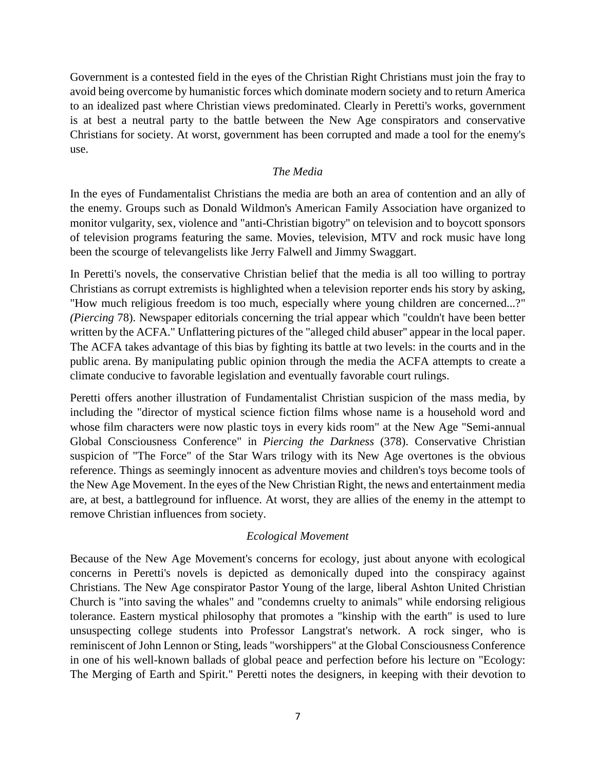Government is a contested field in the eyes of the Christian Right Christians must join the fray to avoid being overcome by humanistic forces which dominate modern society and to return America to an idealized past where Christian views predominated. Clearly in Peretti's works, government is at best a neutral party to the battle between the New Age conspirators and conservative Christians for society. At worst, government has been corrupted and made a tool for the enemy's use.

### *The Media*

In the eyes of Fundamentalist Christians the media are both an area of contention and an ally of the enemy. Groups such as Donald Wildmon's American Family Association have organized to monitor vulgarity, sex, violence and "anti-Christian bigotry" on television and to boycott sponsors of television programs featuring the same. Movies, television, MTV and rock music have long been the scourge of televangelists like Jerry Falwell and Jimmy Swaggart.

In Peretti's novels, the conservative Christian belief that the media is all too willing to portray Christians as corrupt extremists is highlighted when a television reporter ends his story by asking, "How much religious freedom is too much, especially where young children are concerned...?" *(Piercing* 78). Newspaper editorials concerning the trial appear which "couldn't have been better written by the ACFA." Unflattering pictures of the "alleged child abuser" appear in the local paper. The ACFA takes advantage of this bias by fighting its battle at two levels: in the courts and in the public arena. By manipulating public opinion through the media the ACFA attempts to create a climate conducive to favorable legislation and eventually favorable court rulings.

Peretti offers another illustration of Fundamentalist Christian suspicion of the mass media, by including the "director of mystical science fiction films whose name is a household word and whose film characters were now plastic toys in every kids room" at the New Age "Semi-annual Global Consciousness Conference" in *Piercing the Darkness* (378). Conservative Christian suspicion of "The Force" of the Star Wars trilogy with its New Age overtones is the obvious reference. Things as seemingly innocent as adventure movies and children's toys become tools of the New Age Movement. In the eyes of the New Christian Right, the news and entertainment media are, at best, a battleground for influence. At worst, they are allies of the enemy in the attempt to remove Christian influences from society.

### *Ecological Movement*

Because of the New Age Movement's concerns for ecology, just about anyone with ecological concerns in Peretti's novels is depicted as demonically duped into the conspiracy against Christians. The New Age conspirator Pastor Young of the large, liberal Ashton United Christian Church is "into saving the whales" and "condemns cruelty to animals" while endorsing religious tolerance. Eastern mystical philosophy that promotes a "kinship with the earth" is used to lure unsuspecting college students into Professor Langstrat's network. A rock singer, who is reminiscent of John Lennon or Sting, leads "worshippers" at the Global Consciousness Conference in one of his well-known ballads of global peace and perfection before his lecture on "Ecology: The Merging of Earth and Spirit." Peretti notes the designers, in keeping with their devotion to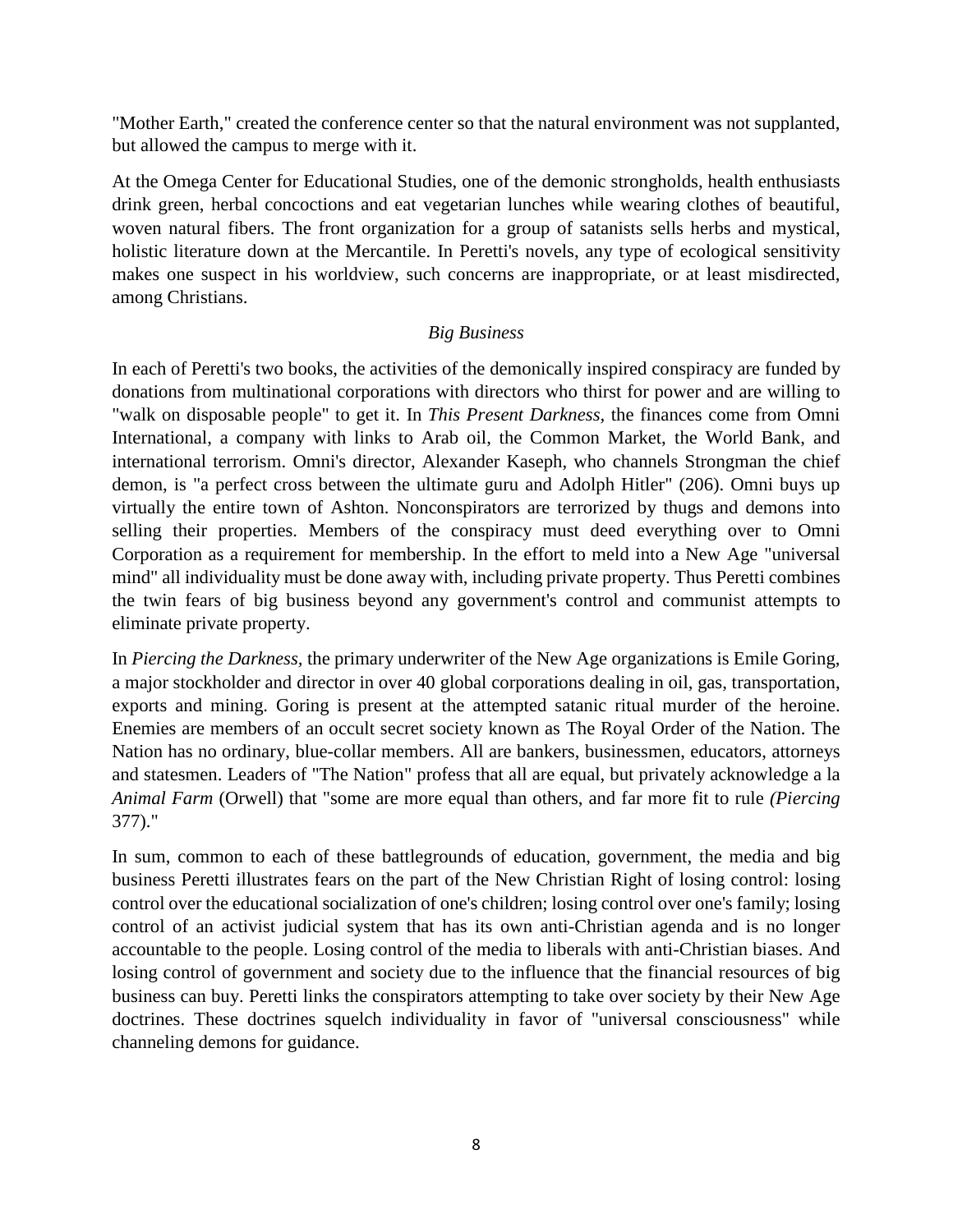"Mother Earth," created the conference center so that the natural environment was not supplanted, but allowed the campus to merge with it.

At the Omega Center for Educational Studies, one of the demonic strongholds, health enthusiasts drink green, herbal concoctions and eat vegetarian lunches while wearing clothes of beautiful, woven natural fibers. The front organization for a group of satanists sells herbs and mystical, holistic literature down at the Mercantile. In Peretti's novels, any type of ecological sensitivity makes one suspect in his worldview, such concerns are inappropriate, or at least misdirected, among Christians.

### *Big Business*

In each of Peretti's two books, the activities of the demonically inspired conspiracy are funded by donations from multinational corporations with directors who thirst for power and are willing to "walk on disposable people" to get it. In *This Present Darkness,* the finances come from Omni International, a company with links to Arab oil, the Common Market, the World Bank, and international terrorism. Omni's director, Alexander Kaseph, who channels Strongman the chief demon, is "a perfect cross between the ultimate guru and Adolph Hitler" (206). Omni buys up virtually the entire town of Ashton. Nonconspirators are terrorized by thugs and demons into selling their properties. Members of the conspiracy must deed everything over to Omni Corporation as a requirement for membership. In the effort to meld into a New Age "universal mind" all individuality must be done away with, including private property. Thus Peretti combines the twin fears of big business beyond any government's control and communist attempts to eliminate private property.

In *Piercing the Darkness,* the primary underwriter of the New Age organizations is Emile Goring, a major stockholder and director in over 40 global corporations dealing in oil, gas, transportation, exports and mining. Goring is present at the attempted satanic ritual murder of the heroine. Enemies are members of an occult secret society known as The Royal Order of the Nation. The Nation has no ordinary, blue-collar members. All are bankers, businessmen, educators, attorneys and statesmen. Leaders of "The Nation" profess that all are equal, but privately acknowledge a la *Animal Farm* (Orwell) that "some are more equal than others, and far more fit to rule *(Piercing* 377)."

In sum, common to each of these battlegrounds of education, government, the media and big business Peretti illustrates fears on the part of the New Christian Right of losing control: losing control over the educational socialization of one's children; losing control over one's family; losing control of an activist judicial system that has its own anti-Christian agenda and is no longer accountable to the people. Losing control of the media to liberals with anti-Christian biases. And losing control of government and society due to the influence that the financial resources of big business can buy. Peretti links the conspirators attempting to take over society by their New Age doctrines. These doctrines squelch individuality in favor of "universal consciousness" while channeling demons for guidance.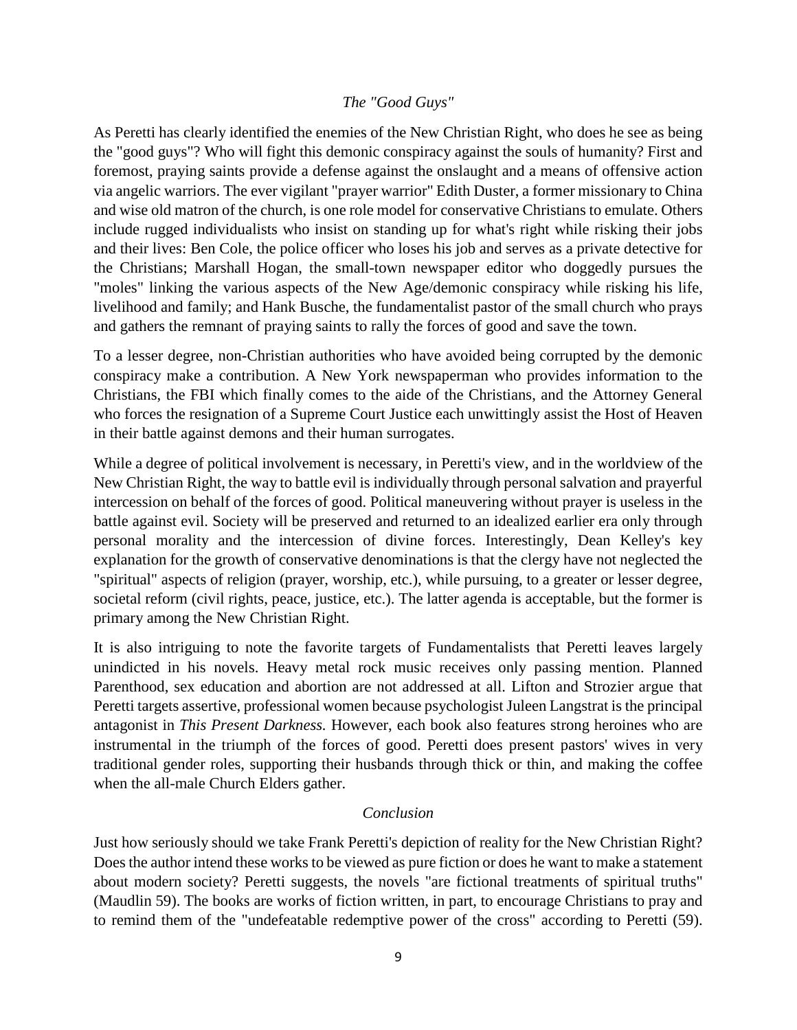### *The "Good Guys"*

As Peretti has clearly identified the enemies of the New Christian Right, who does he see as being the "good guys"? Who will fight this demonic conspiracy against the souls of humanity? First and foremost, praying saints provide a defense against the onslaught and a means of offensive action via angelic warriors. The ever vigilant "prayer warrior" Edith Duster, a former missionary to China and wise old matron of the church, is one role model for conservative Christians to emulate. Others include rugged individualists who insist on standing up for what's right while risking their jobs and their lives: Ben Cole, the police officer who loses his job and serves as a private detective for the Christians; Marshall Hogan, the small-town newspaper editor who doggedly pursues the "moles" linking the various aspects of the New Age/demonic conspiracy while risking his life, livelihood and family; and Hank Busche, the fundamentalist pastor of the small church who prays and gathers the remnant of praying saints to rally the forces of good and save the town.

To a lesser degree, non-Christian authorities who have avoided being corrupted by the demonic conspiracy make a contribution. A New York newspaperman who provides information to the Christians, the FBI which finally comes to the aide of the Christians, and the Attorney General who forces the resignation of a Supreme Court Justice each unwittingly assist the Host of Heaven in their battle against demons and their human surrogates.

While a degree of political involvement is necessary, in Peretti's view, and in the worldview of the New Christian Right, the way to battle evil is individually through personal salvation and prayerful intercession on behalf of the forces of good. Political maneuvering without prayer is useless in the battle against evil. Society will be preserved and returned to an idealized earlier era only through personal morality and the intercession of divine forces. Interestingly, Dean Kelley's key explanation for the growth of conservative denominations is that the clergy have not neglected the "spiritual" aspects of religion (prayer, worship, etc.), while pursuing, to a greater or lesser degree, societal reform (civil rights, peace, justice, etc.). The latter agenda is acceptable, but the former is primary among the New Christian Right.

It is also intriguing to note the favorite targets of Fundamentalists that Peretti leaves largely unindicted in his novels. Heavy metal rock music receives only passing mention. Planned Parenthood, sex education and abortion are not addressed at all. Lifton and Strozier argue that Peretti targets assertive, professional women because psychologist Juleen Langstrat is the principal antagonist in *This Present Darkness.* However, each book also features strong heroines who are instrumental in the triumph of the forces of good. Peretti does present pastors' wives in very traditional gender roles, supporting their husbands through thick or thin, and making the coffee when the all-male Church Elders gather.

### *Conclusion*

Just how seriously should we take Frank Peretti's depiction of reality for the New Christian Right? Does the author intend these works to be viewed as pure fiction or does he want to make a statement about modern society? Peretti suggests, the novels "are fictional treatments of spiritual truths" (Maudlin 59). The books are works of fiction written, in part, to encourage Christians to pray and to remind them of the "undefeatable redemptive power of the cross" according to Peretti (59).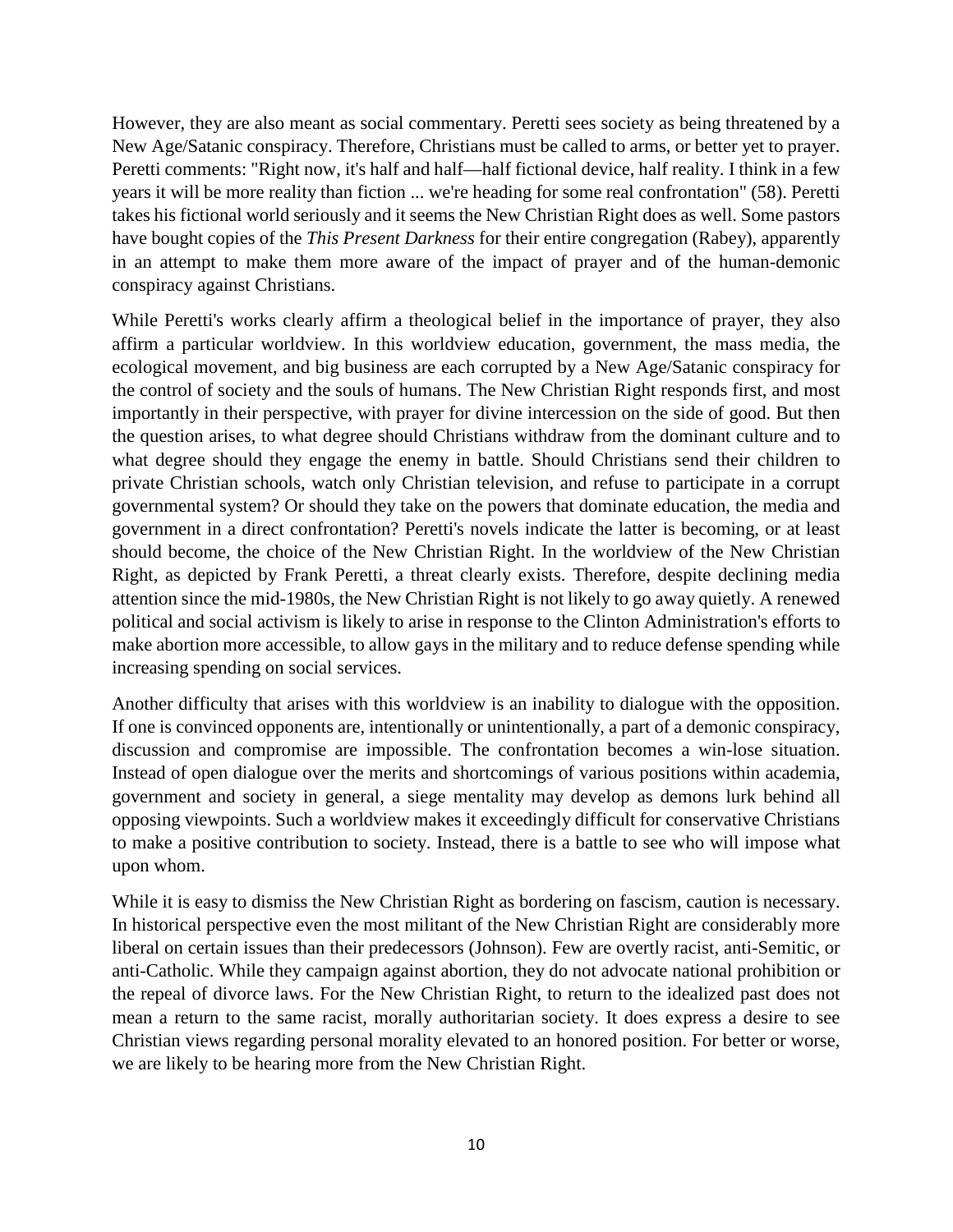However, they are also meant as social commentary. Peretti sees society as being threatened by a New Age/Satanic conspiracy. Therefore, Christians must be called to arms, or better yet to prayer. Peretti comments: "Right now, it's half and half—half fictional device, half reality. I think in a few years it will be more reality than fiction ... we're heading for some real confrontation" (58). Peretti takes his fictional world seriously and it seems the New Christian Right does as well. Some pastors have bought copies of the *This Present Darkness* for their entire congregation (Rabey), apparently in an attempt to make them more aware of the impact of prayer and of the human-demonic conspiracy against Christians.

While Peretti's works clearly affirm a theological belief in the importance of prayer, they also affirm a particular worldview. In this worldview education, government, the mass media, the ecological movement, and big business are each corrupted by a New Age/Satanic conspiracy for the control of society and the souls of humans. The New Christian Right responds first, and most importantly in their perspective, with prayer for divine intercession on the side of good. But then the question arises, to what degree should Christians withdraw from the dominant culture and to what degree should they engage the enemy in battle. Should Christians send their children to private Christian schools, watch only Christian television, and refuse to participate in a corrupt governmental system? Or should they take on the powers that dominate education, the media and government in a direct confrontation? Peretti's novels indicate the latter is becoming, or at least should become, the choice of the New Christian Right. In the worldview of the New Christian Right, as depicted by Frank Peretti, a threat clearly exists. Therefore, despite declining media attention since the mid-1980s, the New Christian Right is not likely to go away quietly. A renewed political and social activism is likely to arise in response to the Clinton Administration's efforts to make abortion more accessible, to allow gays in the military and to reduce defense spending while increasing spending on social services.

Another difficulty that arises with this worldview is an inability to dialogue with the opposition. If one is convinced opponents are, intentionally or unintentionally, a part of a demonic conspiracy, discussion and compromise are impossible. The confrontation becomes a win-lose situation. Instead of open dialogue over the merits and shortcomings of various positions within academia, government and society in general, a siege mentality may develop as demons lurk behind all opposing viewpoints. Such a worldview makes it exceedingly difficult for conservative Christians to make a positive contribution to society. Instead, there is a battle to see who will impose what upon whom.

While it is easy to dismiss the New Christian Right as bordering on fascism, caution is necessary. In historical perspective even the most militant of the New Christian Right are considerably more liberal on certain issues than their predecessors (Johnson). Few are overtly racist, anti-Semitic, or anti-Catholic. While they campaign against abortion, they do not advocate national prohibition or the repeal of divorce laws. For the New Christian Right, to return to the idealized past does not mean a return to the same racist, morally authoritarian society. It does express a desire to see Christian views regarding personal morality elevated to an honored position. For better or worse, we are likely to be hearing more from the New Christian Right.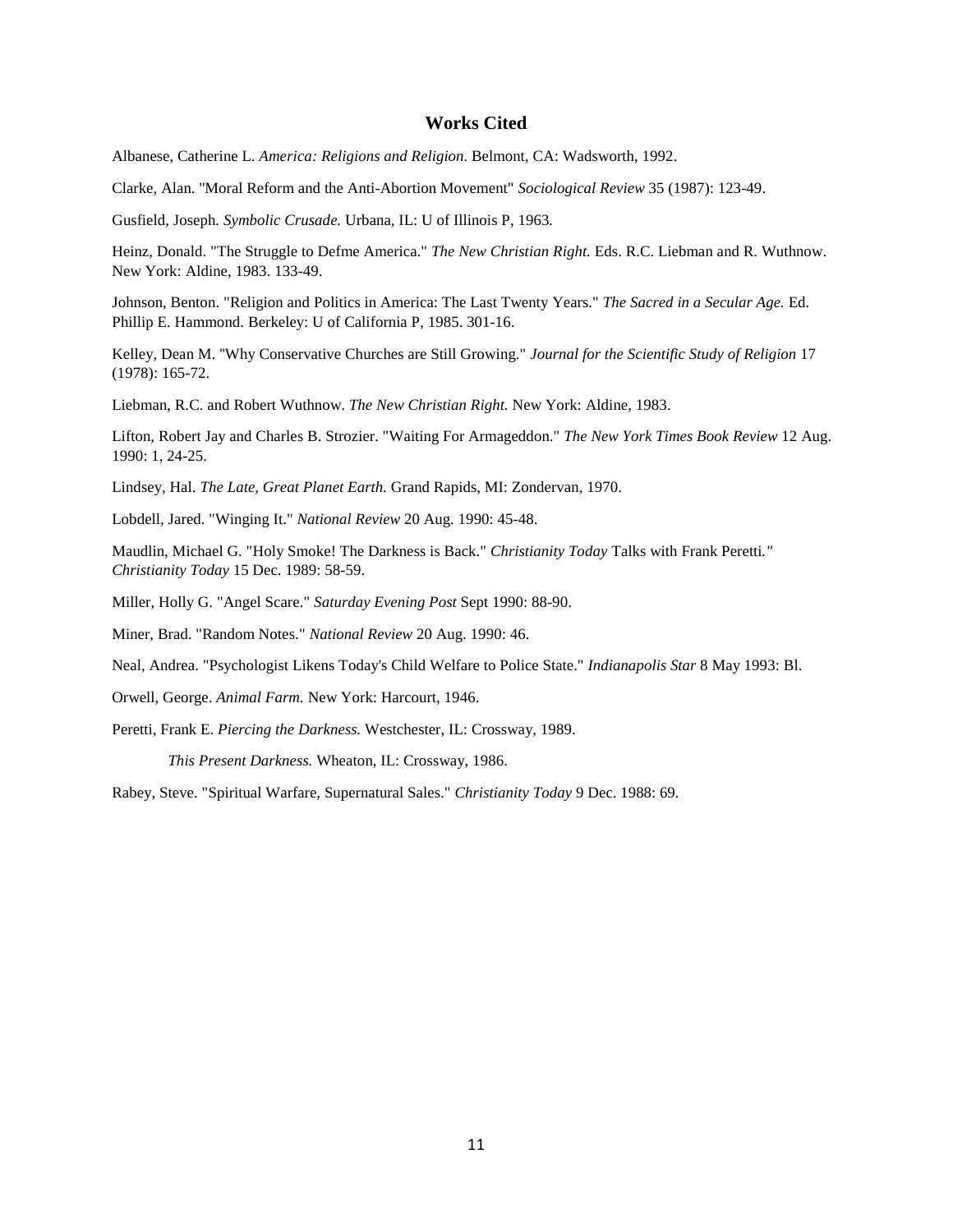## Works Cited

Albanese, Catherine L. *America: Religions and Religion.* Belmont, CA: Wadsworth, 1992.

Clarke, Alan. "Moral Reform and the Anti-Abortion Movement" *Sociological Review* 35 (1987): 123-49.

Gusfield, Joseph. *Symbolic Crusade.* Urbana, IL: U of Illinois P, 1963.

Heinz, Donald. "The Struggle to Defme America." *The New Christian Right.* Eds. R.C. Liebman and R. Wuthnow. New York: Aldine, 1983. 133-49.

Johnson, Benton. "Religion and Politics in America: The Last Twenty Years." *The Sacred in a Secular Age.* Ed. Phillip E. Hammond. Berkeley: U of California P, 1985. 301-16.

Kelley, Dean M. "Why Conservative Churches are Still Growing." *Journal for the Scientific Study of Religion* 17 (1978): 165-72.

Liebman, R.C. and Robert Wuthnow. *The New Christian Right.* New York: Aldine, 1983.

Lifton, Robert Jay and Charles B. Strozier. "Waiting For Armageddon." *The New York Times Book Review* 12 Aug. 1990: 1, 24-25.

Lindsey, Hal. *The Late, Great Planet Earth.* Grand Rapids, MI: Zondervan, 1970.

Lobdell, Jared. "Winging It." *National Review* 20 Aug. 1990: 45-48.

Maudlin, Michael G. "Holy Smoke! The Darkness is Back." *Christianity Today* Talks with Frank Peretti*." Christianity Today* 15 Dec. 1989: 58-59.

Miller, Holly G. "Angel Scare." *Saturday Evening Post* Sept 1990: 88-90.

Miner, Brad. "Random Notes." *National Review* 20 Aug. 1990: 46.

Neal, Andrea. "Psychologist Likens Today's Child Welfare to Police State." *Indianapolis Star* 8 May 1993: Bl.

Orwell, George. *Animal Farm.* New York: Harcourt, 1946.

Peretti, Frank E. *Piercing the Darkness.* Westchester, IL: Crossway, 1989.

*This Present Darkness.* Wheaton, IL: Crossway, 1986.

Rabey, Steve. "Spiritual Warfare, Supernatural Sales." *Christianity Today* 9 Dec. 1988: 69.